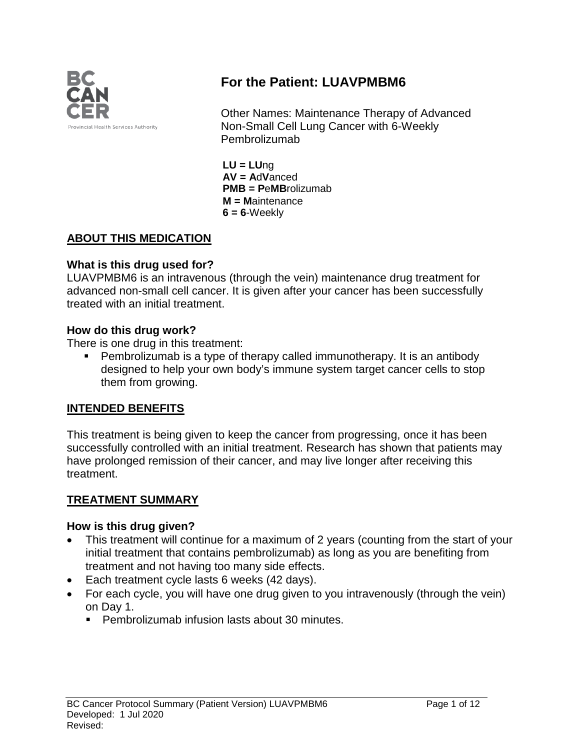# For the Patient: LUAVPMBM6

Other Names: Maintenance Therapy of Advanced Non-Small Cell Lung Cancer with 6-Weekly Pembrolizumab

**LU = LU**ng
**AV = A**d**V**anced
**PMB = P**e**MB**rolizumab
**M = M**aintenance
**6 = 6**-Weekly

## ABOUT THIS MEDICATION

### What is this drug used for?

LUAVPMBM6 is an intravenous (through the vein) maintenance drug treatment for advanced non-small cell cancer. It is given after your cancer has been successfully treated with an initial treatment.

### How do this drug work?

There is one drug in this treatment:

- Pembrolizumab is a type of therapy called immunotherapy. It is an antibody designed to help your own body's immune system target cancer cells to stop them from growing.

## INTENDED BENEFITS

This treatment is being given to keep the cancer from progressing, once it has been successfully controlled with an initial treatment. Research has shown that patients may have prolonged remission of their cancer, and may live longer after receiving this treatment.

## TREATMENT SUMMARY

### How is this drug given?

- This treatment will continue for a maximum of 2 years (counting from the start of your initial treatment that contains pembrolizumab) as long as you are benefiting from treatment and not having too many side effects.
- Each treatment cycle lasts 6 weeks (42 days).
- For each cycle, you will have one drug given to you intravenously (through the vein) on Day 1.
  - Pembrolizumab infusion lasts about 30 minutes.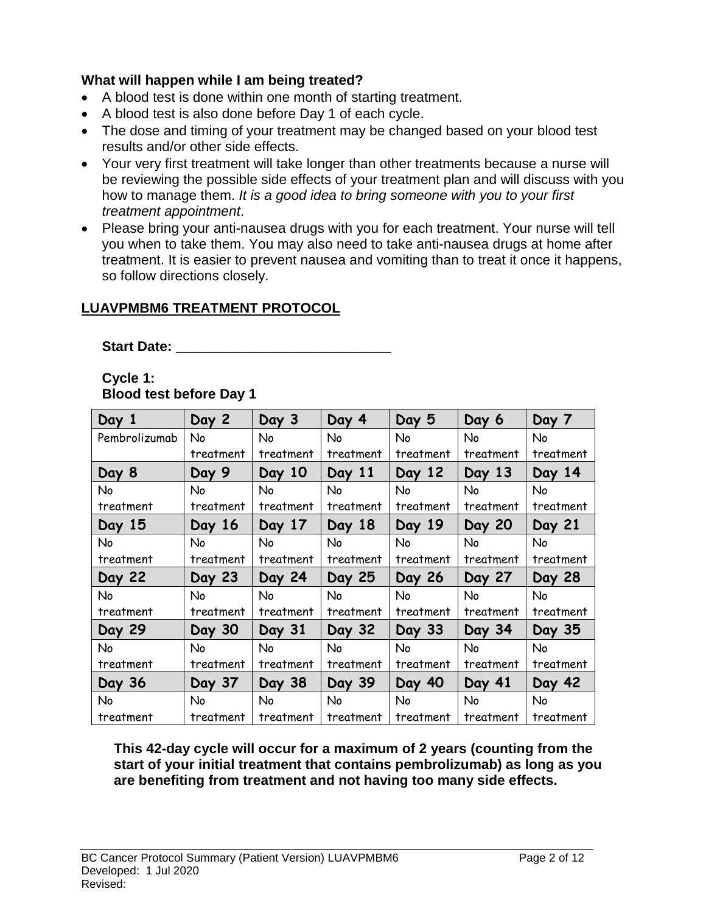**What will happen while I am being treated?**

- A blood test is done within one month of starting treatment.
- A blood test is also done before Day 1 of each cycle.
- The dose and timing of your treatment may be changed based on your blood test results and/or other side effects.
- Your very first treatment will take longer than other treatments because a nurse will be reviewing the possible side effects of your treatment plan and will discuss with you how to manage them. *It is a good idea to bring someone with you to your first treatment appointment*.
- Please bring your anti-nausea drugs with you for each treatment. Your nurse will tell you when to take them. You may also need to take anti-nausea drugs at home after treatment. It is easier to prevent nausea and vomiting than to treat it once it happens, so follow directions closely.

## LUAVPMBM6 TREATMENT PROTOCOL

**Start Date: \_\_\_\_\_\_\_\_\_\_\_\_\_\_\_\_\_\_\_\_\_\_\_\_\_\_\_\_**

**Cycle 1:**
**Blood test before Day 1**

| Day 1 | Day 2 | Day 3 | Day 4 | Day 5 | Day 6 | Day 7 |
|---|---|---|---|---|---|---|
| Pembrolizumab | No treatment | No treatment | No treatment | No treatment | No treatment | No treatment |
| **Day 8** | **Day 9** | **Day 10** | **Day 11** | **Day 12** | **Day 13** | **Day 14** |
| No treatment | No treatment | No treatment | No treatment | No treatment | No treatment | No treatment |
| **Day 15** | **Day 16** | **Day 17** | **Day 18** | **Day 19** | **Day 20** | **Day 21** |
| No treatment | No treatment | No treatment | No treatment | No treatment | No treatment | No treatment |
| **Day 22** | **Day 23** | **Day 24** | **Day 25** | **Day 26** | **Day 27** | **Day 28** |
| No treatment | No treatment | No treatment | No treatment | No treatment | No treatment | No treatment |
| **Day 29** | **Day 30** | **Day 31** | **Day 32** | **Day 33** | **Day 34** | **Day 35** |
| No treatment | No treatment | No treatment | No treatment | No treatment | No treatment | No treatment |
| **Day 36** | **Day 37** | **Day 38** | **Day 39** | **Day 40** | **Day 41** | **Day 42** |
| No treatment | No treatment | No treatment | No treatment | No treatment | No treatment | No treatment |

**This 42-day cycle will occur for a maximum of 2 years (counting from the start of your initial treatment that contains pembrolizumab) as long as you are benefiting from treatment and not having too many side effects.**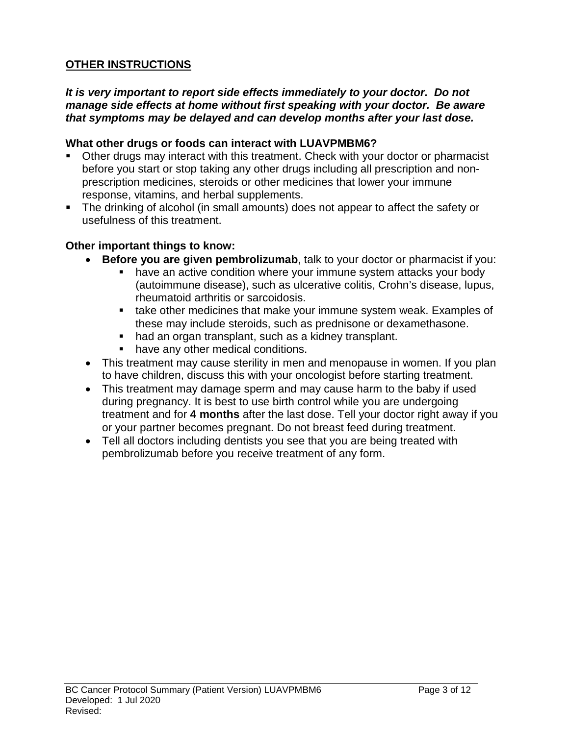## OTHER INSTRUCTIONS

***It is very important to report side effects immediately to your doctor. Do not manage side effects at home without first speaking with your doctor. Be aware that symptoms may be delayed and can develop months after your last dose.***

**What other drugs or foods can interact with LUAVPMBM6?**

- Other drugs may interact with this treatment. Check with your doctor or pharmacist before you start or stop taking any other drugs including all prescription and non-prescription medicines, steroids or other medicines that lower your immune response, vitamins, and herbal supplements.
- The drinking of alcohol (in small amounts) does not appear to affect the safety or usefulness of this treatment.

**Other important things to know:**

- **Before you are given pembrolizumab**, talk to your doctor or pharmacist if you:
  - have an active condition where your immune system attacks your body (autoimmune disease), such as ulcerative colitis, Crohn's disease, lupus, rheumatoid arthritis or sarcoidosis.
  - take other medicines that make your immune system weak. Examples of these may include steroids, such as prednisone or dexamethasone.
  - had an organ transplant, such as a kidney transplant.
  - have any other medical conditions.
- This treatment may cause sterility in men and menopause in women. If you plan to have children, discuss this with your oncologist before starting treatment.
- This treatment may damage sperm and may cause harm to the baby if used during pregnancy. It is best to use birth control while you are undergoing treatment and for **4 months** after the last dose. Tell your doctor right away if you or your partner becomes pregnant. Do not breast feed during treatment.
- Tell all doctors including dentists you see that you are being treated with pembrolizumab before you receive treatment of any form.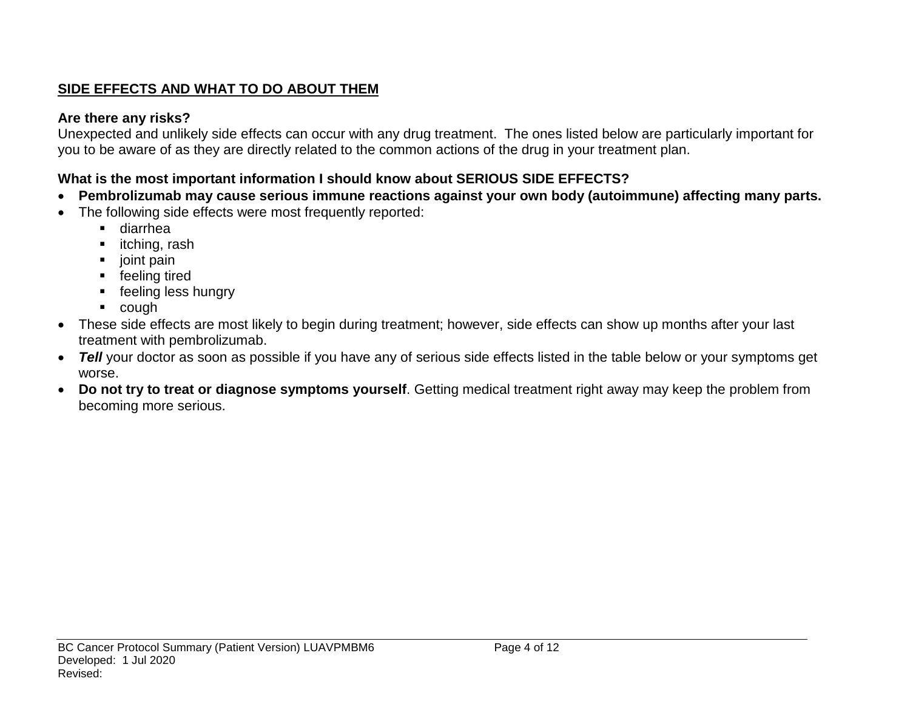## SIDE EFFECTS AND WHAT TO DO ABOUT THEM

**Are there any risks?**

Unexpected and unlikely side effects can occur with any drug treatment. The ones listed below are particularly important for you to be aware of as they are directly related to the common actions of the drug in your treatment plan.

**What is the most important information I should know about SERIOUS SIDE EFFECTS?**

- **Pembrolizumab may cause serious immune reactions against your own body (autoimmune) affecting many parts.**
- The following side effects were most frequently reported:
  - diarrhea
  - itching, rash
  - joint pain
  - feeling tired
  - feeling less hungry
  - cough
- These side effects are most likely to begin during treatment; however, side effects can show up months after your last treatment with pembrolizumab.
- ***Tell*** your doctor as soon as possible if you have any of serious side effects listed in the table below or your symptoms get worse.
- **Do not try to treat or diagnose symptoms yourself**. Getting medical treatment right away may keep the problem from becoming more serious.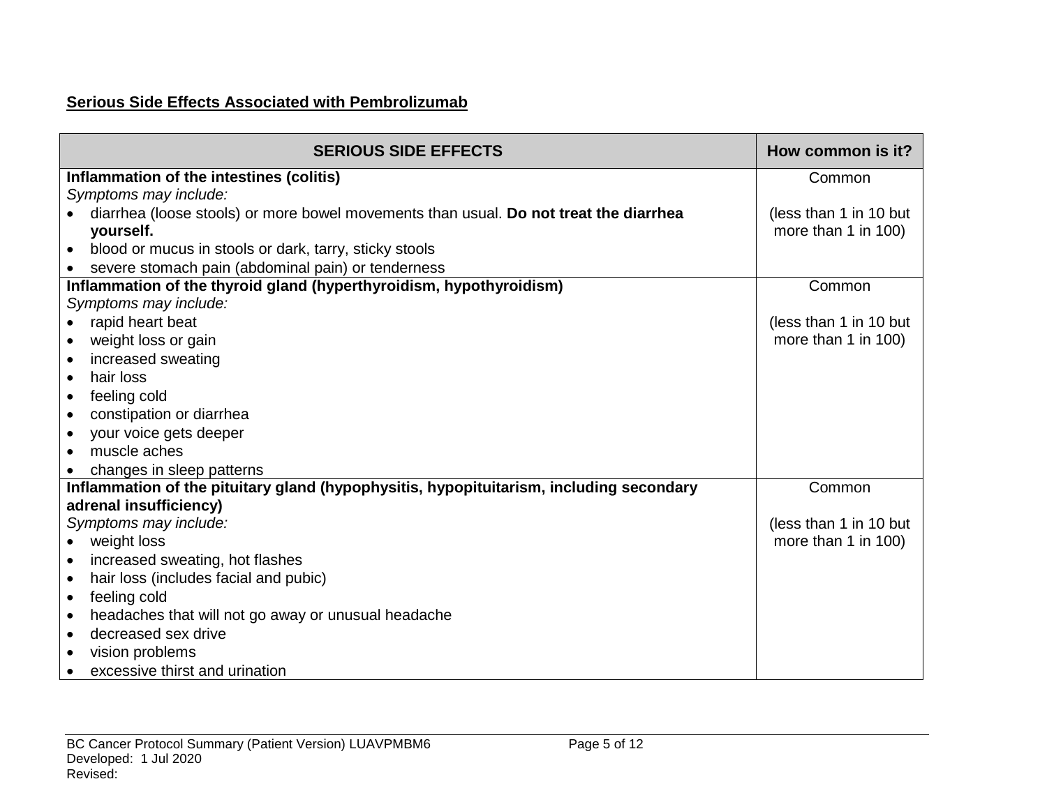**Serious Side Effects Associated with Pembrolizumab**

| SERIOUS SIDE EFFECTS | How common is it? |
| --- | --- |
| **Inflammation of the intestines (colitis)**<br>*Symptoms may include:*<br>• diarrhea (loose stools) or more bowel movements than usual. **Do not treat the diarrhea yourself.**<br>• blood or mucus in stools or dark, tarry, sticky stools<br>• severe stomach pain (abdominal pain) or tenderness | Common<br><br>(less than 1 in 10 but more than 1 in 100) |
| **Inflammation of the thyroid gland (hyperthyroidism, hypothyroidism)**<br>*Symptoms may include:*<br>• rapid heart beat<br>• weight loss or gain<br>• increased sweating<br>• hair loss<br>• feeling cold<br>• constipation or diarrhea<br>• your voice gets deeper<br>• muscle aches<br>• changes in sleep patterns | Common<br><br>(less than 1 in 10 but more than 1 in 100) |
| **Inflammation of the pituitary gland (hypophysitis, hypopituitarism, including secondary adrenal insufficiency)**<br>*Symptoms may include:*<br>• weight loss<br>• increased sweating, hot flashes<br>• hair loss (includes facial and pubic)<br>• feeling cold<br>• headaches that will not go away or unusual headache<br>• decreased sex drive<br>• vision problems<br>• excessive thirst and urination | Common<br><br>(less than 1 in 10 but more than 1 in 100) |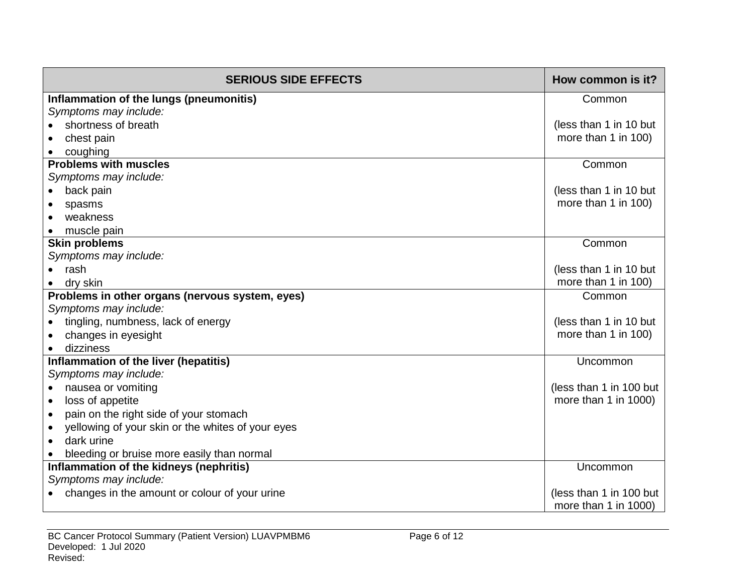| SERIOUS SIDE EFFECTS | How common is it? |
|---|---|
| **Inflammation of the lungs (pneumonitis)**<br>*Symptoms may include:*<br>• shortness of breath<br>• chest pain<br>• coughing | Common<br><br>(less than 1 in 10 but more than 1 in 100) |
| **Problems with muscles**<br>*Symptoms may include:*<br>• back pain<br>• spasms<br>• weakness<br>• muscle pain | Common<br><br>(less than 1 in 10 but more than 1 in 100) |
| **Skin problems**<br>*Symptoms may include:*<br>• rash<br>• dry skin | Common<br><br>(less than 1 in 10 but more than 1 in 100) |
| **Problems in other organs (nervous system, eyes)**<br>*Symptoms may include:*<br>• tingling, numbness, lack of energy<br>• changes in eyesight<br>• dizziness | Common<br><br>(less than 1 in 10 but more than 1 in 100) |
| **Inflammation of the liver (hepatitis)**<br>*Symptoms may include:*<br>• nausea or vomiting<br>• loss of appetite<br>• pain on the right side of your stomach<br>• yellowing of your skin or the whites of your eyes<br>• dark urine<br>• bleeding or bruise more easily than normal | Uncommon<br><br>(less than 1 in 100 but more than 1 in 1000) |
| **Inflammation of the kidneys (nephritis)**<br>*Symptoms may include:*<br>• changes in the amount or colour of your urine | Uncommon<br><br>(less than 1 in 100 but more than 1 in 1000) |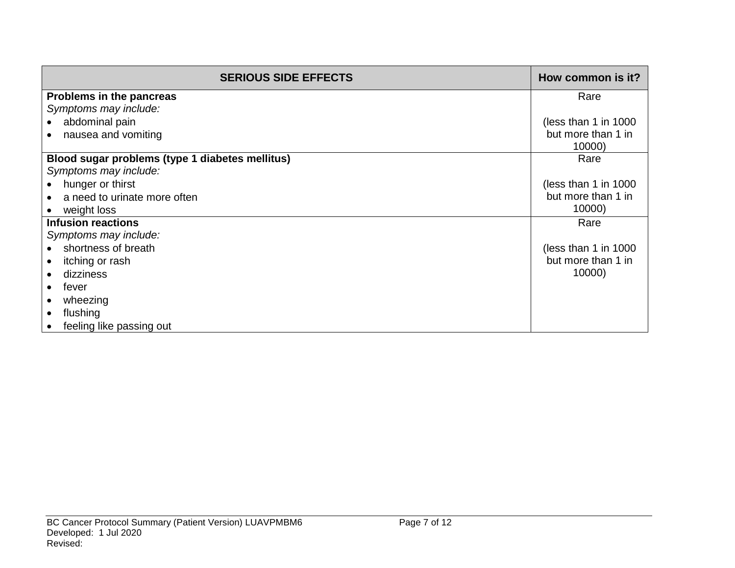| SERIOUS SIDE EFFECTS | How common is it? |
| --- | --- |
| **Problems in the pancreas**<br>*Symptoms may include:*<br>• abdominal pain<br>• nausea and vomiting | Rare<br><br>(less than 1 in 1000 but more than 1 in 10000) |
| **Blood sugar problems (type 1 diabetes mellitus)**<br>*Symptoms may include:*<br>• hunger or thirst<br>• a need to urinate more often<br>• weight loss | Rare<br><br>(less than 1 in 1000 but more than 1 in 10000) |
| **Infusion reactions**<br>*Symptoms may include:*<br>• shortness of breath<br>• itching or rash<br>• dizziness<br>• fever<br>• wheezing<br>• flushing<br>• feeling like passing out | Rare<br><br>(less than 1 in 1000 but more than 1 in 10000) |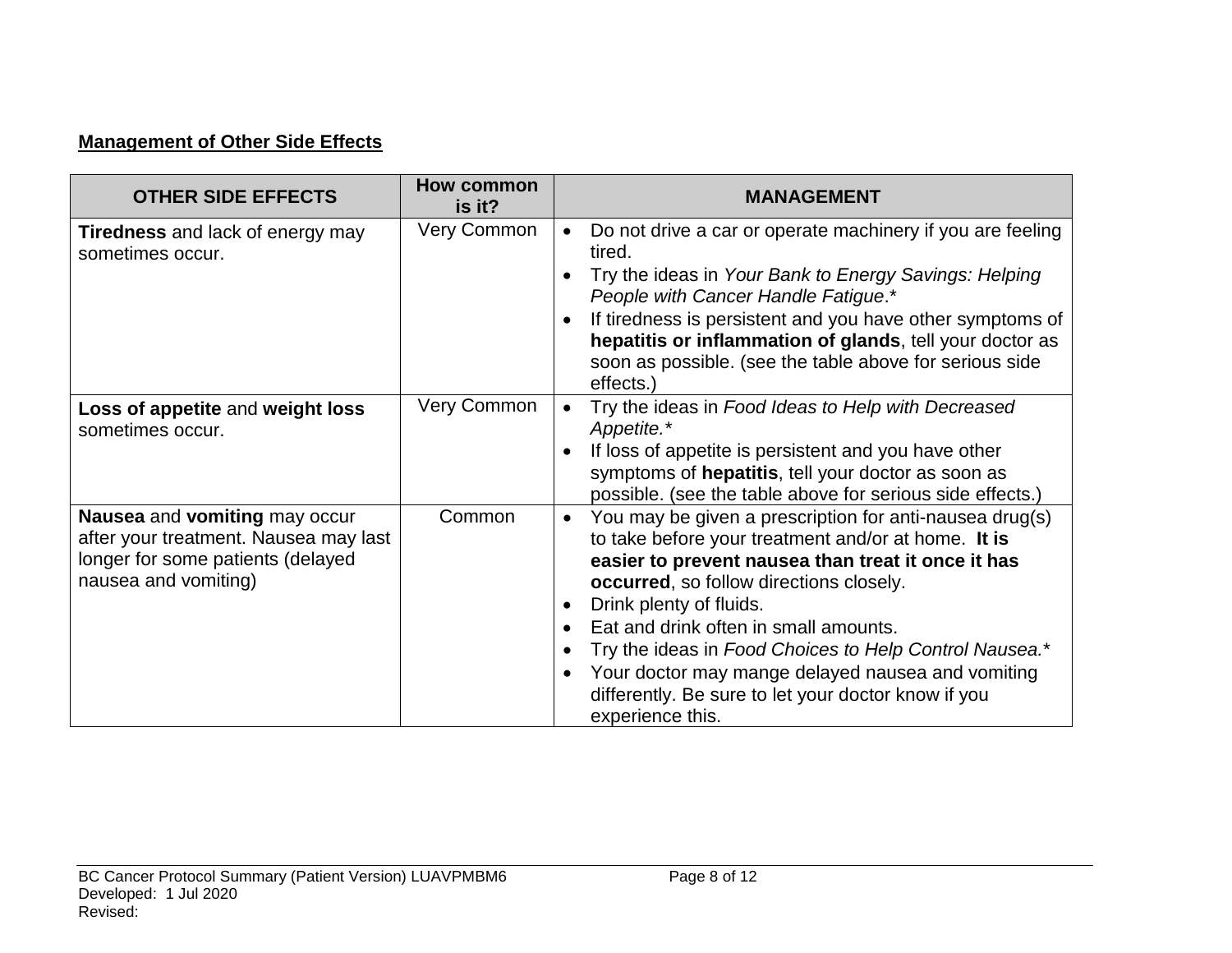**Management of Other Side Effects**

| OTHER SIDE EFFECTS | How common is it? | MANAGEMENT |
|---|---|---|
| **Tiredness** and lack of energy may sometimes occur. | Very Common | • Do not drive a car or operate machinery if you are feeling tired.<br>• Try the ideas in *Your Bank to Energy Savings: Helping People with Cancer Handle Fatigue*.*<br>• If tiredness is persistent and you have other symptoms of **hepatitis or inflammation of glands**, tell your doctor as soon as possible. (see the table above for serious side effects.) |
| **Loss of appetite** and **weight loss** sometimes occur. | Very Common | • Try the ideas in *Food Ideas to Help with Decreased Appetite.**<br>• If loss of appetite is persistent and you have other symptoms of **hepatitis**, tell your doctor as soon as possible. (see the table above for serious side effects.) |
| **Nausea** and **vomiting** may occur after your treatment. Nausea may last longer for some patients (delayed nausea and vomiting) | Common | • You may be given a prescription for anti-nausea drug(s) to take before your treatment and/or at home. **It is easier to prevent nausea than treat it once it has occurred**, so follow directions closely.<br>• Drink plenty of fluids.<br>• Eat and drink often in small amounts.<br>• Try the ideas in *Food Choices to Help Control Nausea.**<br>• Your doctor may mange delayed nausea and vomiting differently. Be sure to let your doctor know if you experience this. |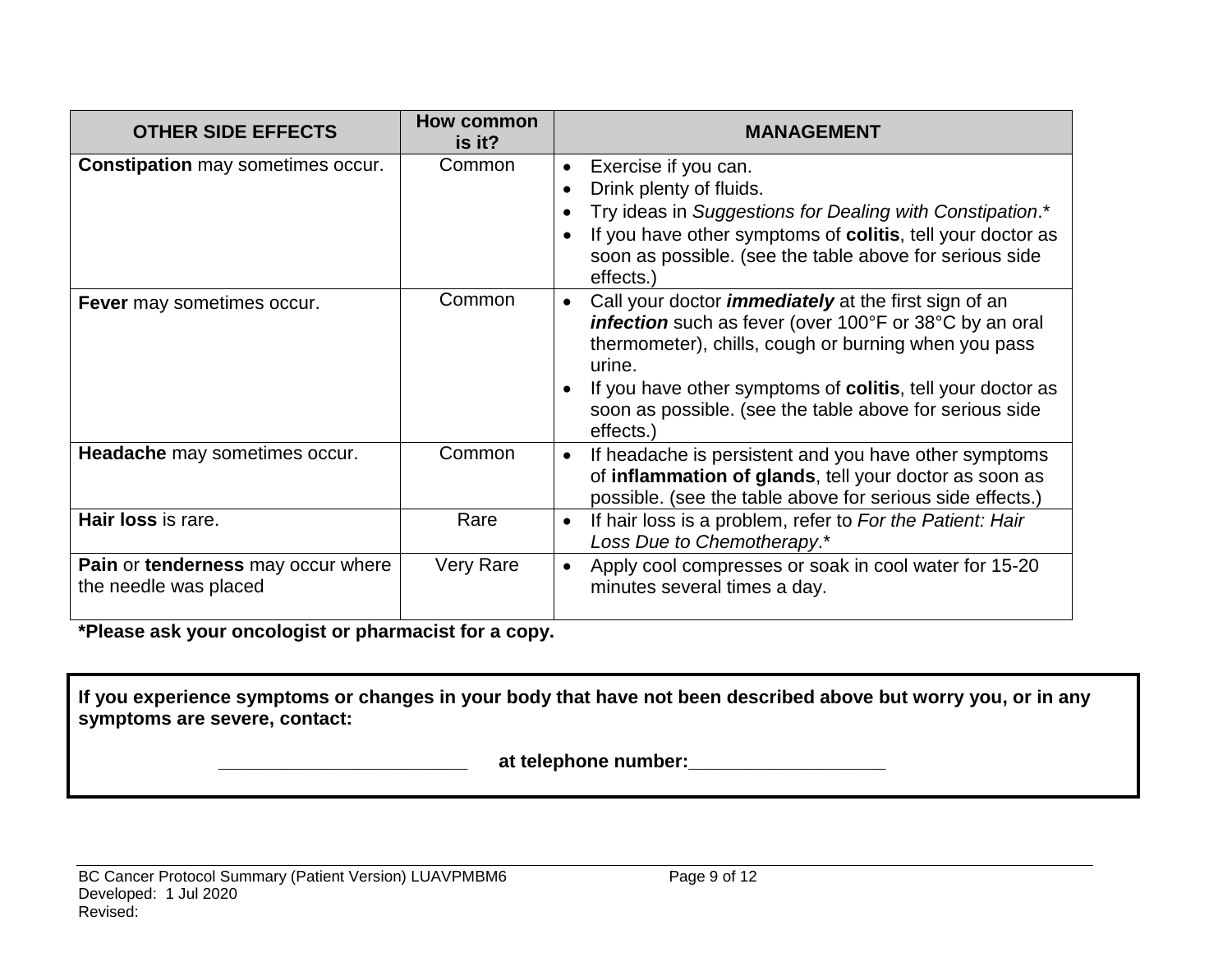| OTHER SIDE EFFECTS | How common is it? | MANAGEMENT |
|---|---|---|
| **Constipation** may sometimes occur. | Common | • Exercise if you can.<br>• Drink plenty of fluids.<br>• Try ideas in *Suggestions for Dealing with Constipation*.*<br>• If you have other symptoms of **colitis**, tell your doctor as soon as possible. (see the table above for serious side effects.) |
| **Fever** may sometimes occur. | Common | • Call your doctor ***immediately*** at the first sign of an ***infection*** such as fever (over 100°F or 38°C by an oral thermometer), chills, cough or burning when you pass urine.<br>• If you have other symptoms of **colitis**, tell your doctor as soon as possible. (see the table above for serious side effects.) |
| **Headache** may sometimes occur. | Common | • If headache is persistent and you have other symptoms of **inflammation of glands**, tell your doctor as soon as possible. (see the table above for serious side effects.) |
| **Hair loss** is rare. | Rare | • If hair loss is a problem, refer to *For the Patient: Hair Loss Due to Chemotherapy*.* |
| **Pain** or **tenderness** may occur where the needle was placed | Very Rare | • Apply cool compresses or soak in cool water for 15-20 minutes several times a day. |

***Please ask your oncologist or pharmacist for a copy.**

**If you experience symptoms or changes in your body that have not been described above but worry you, or in any symptoms are severe, contact:**

**_________________________ at telephone number:___________________**

BC Cancer Protocol Summary (Patient Version) LUAVPMBM6
Developed: 1 Jul 2020
Revised: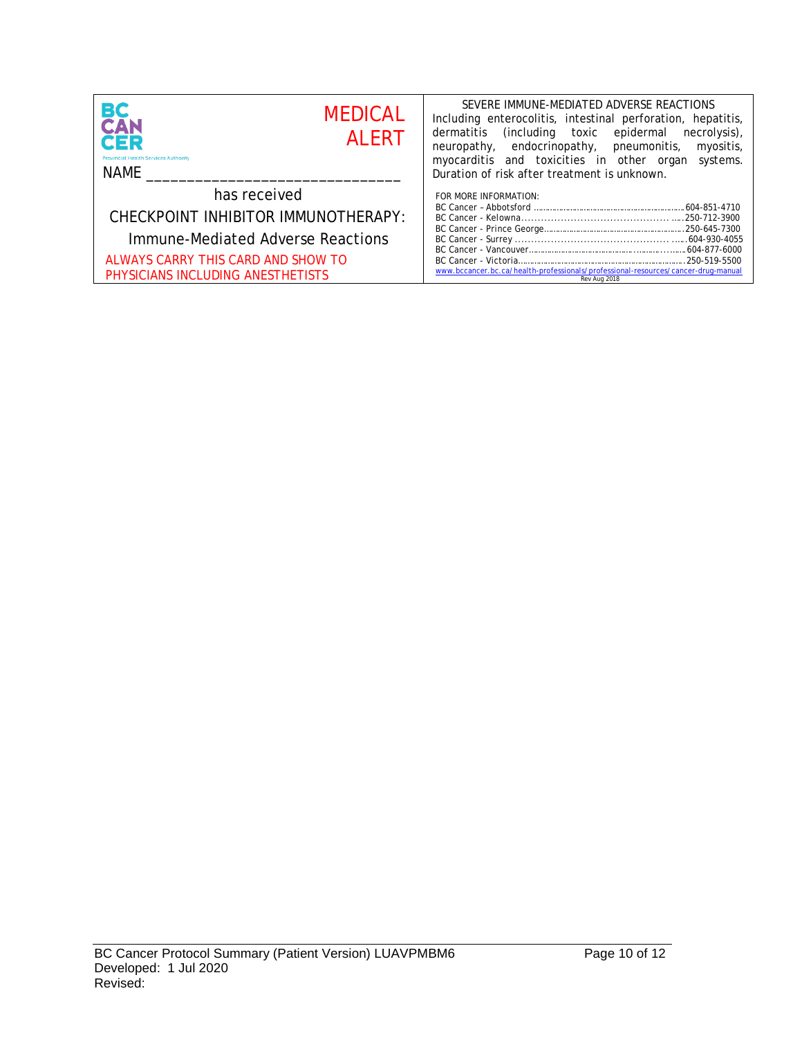BC CANCER
Provincial Health Services Authority

**MEDICAL ALERT**

NAME ______________________________

has received

CHECKPOINT INHIBITOR IMMUNOTHERAPY:

Immune-Mediated Adverse Reactions

ALWAYS CARRY THIS CARD AND SHOW TO PHYSICIANS INCLUDING ANESTHETISTS

SEVERE IMMUNE-MEDIATED ADVERSE REACTIONS

Including enterocolitis, intestinal perforation, hepatitis, dermatitis (including toxic epidermal necrolysis), neuropathy, endocrinopathy, pneumonitis, myositis, myocarditis and toxicities in other organ systems. Duration of risk after treatment is unknown.

FOR MORE INFORMATION:

- BC Cancer – Abbotsford ........ 604-851-4710
- BC Cancer - Kelowna ........ 250-712-3900
- BC Cancer - Prince George ........ 250-645-7300
- BC Cancer - Surrey ........ 604-930-4055
- BC Cancer - Vancouver ........ 604-877-6000
- BC Cancer - Victoria ........ 250-519-5500

www.bccancer.bc.ca/health-professionals/professional-resources/cancer-drug-manual

Rev Aug 2018

BC Cancer Protocol Summary (Patient Version) LUAVPMBM6
Developed: 1 Jul 2020
Revised: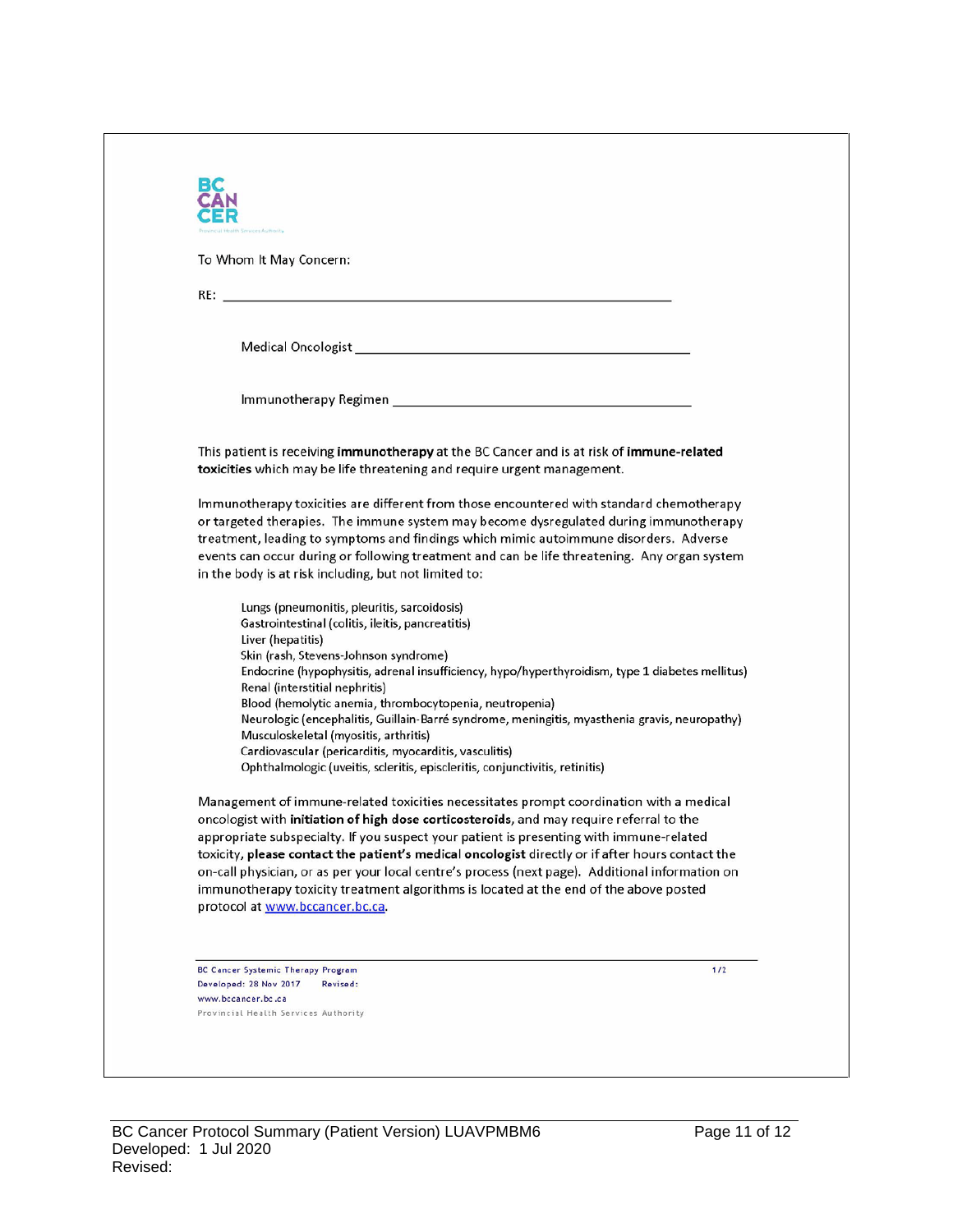BC CANCER

To Whom It May Concern:

RE: ___________________________________________________________

Medical Oncologist _____________________________________________

Immunotherapy Regimen _________________________________________

This patient is receiving **immunotherapy** at the BC Cancer and is at risk of **immune-related toxicities** which may be life threatening and require urgent management.

Immunotherapy toxicities are different from those encountered with standard chemotherapy or targeted therapies. The immune system may become dysregulated during immunotherapy treatment, leading to symptoms and findings which mimic autoimmune disorders. Adverse events can occur during or following treatment and can be life threatening. Any organ system in the body is at risk including, but not limited to:

Lungs (pneumonitis, pleuritis, sarcoidosis)
Gastrointestinal (colitis, ileitis, pancreatitis)
Liver (hepatitis)
Skin (rash, Stevens-Johnson syndrome)
Endocrine (hypophysitis, adrenal insufficiency, hypo/hyperthyroidism, type 1 diabetes mellitus)
Renal (interstitial nephritis)
Blood (hemolytic anemia, thrombocytopenia, neutropenia)
Neurologic (encephalitis, Guillain-Barré syndrome, meningitis, myasthenia gravis, neuropathy)
Musculoskeletal (myositis, arthritis)
Cardiovascular (pericarditis, myocarditis, vasculitis)
Ophthalmologic (uveitis, scleritis, episcleritis, conjunctivitis, retinitis)

Management of immune-related toxicities necessitates prompt coordination with a medical oncologist with **initiation of high dose corticosteroids**, and may require referral to the appropriate subspecialty. If you suspect your patient is presenting with immune-related toxicity, **please contact the patient's medical oncologist** directly or if after hours contact the on-call physician, or as per your local centre's process (next page). Additional information on immunotherapy toxicity treatment algorithms is located at the end of the above posted protocol at www.bccancer.bc.ca.

BC Cancer Systemic Therapy Program
Developed: 28 Nov 2017 Revised:
www.bccancer.bc.ca
Provincial Health Services Authority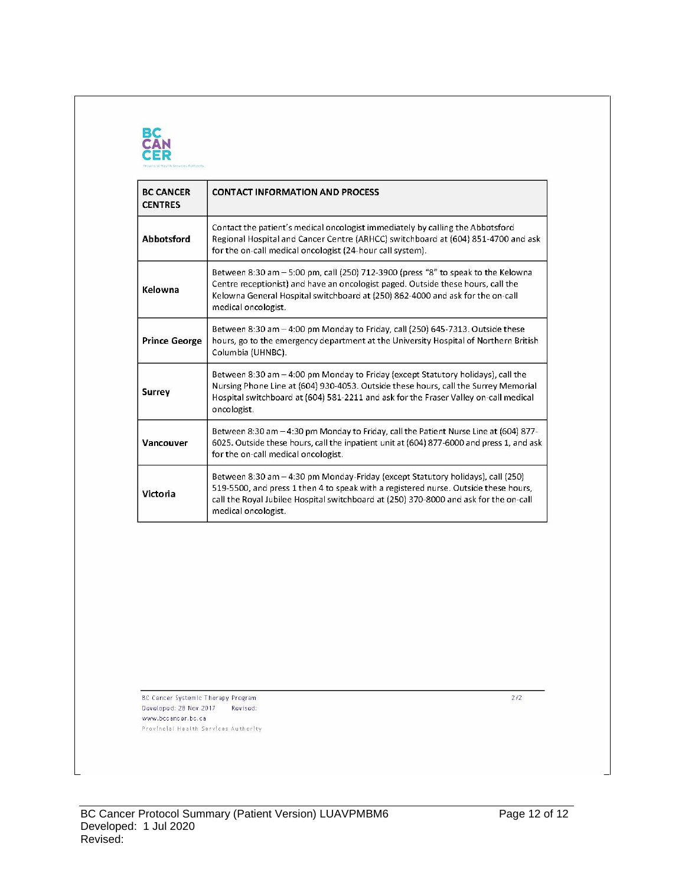| BC CANCER CENTRES | CONTACT INFORMATION AND PROCESS |
|---|---|
| **Abbotsford** | Contact the patient's medical oncologist immediately by calling the Abbotsford Regional Hospital and Cancer Centre (ARHCC) switchboard at (604) 851-4700 and ask for the on-call medical oncologist (24-hour call system). |
| **Kelowna** | Between 8:30 am – 5:00 pm, call (250) 712-3900 (press "8" to speak to the Kelowna Centre receptionist) and have an oncologist paged. Outside these hours, call the Kelowna General Hospital switchboard at (250) 862-4000 and ask for the on-call medical oncologist. |
| **Prince George** | Between 8:30 am – 4:00 pm Monday to Friday, call (250) 645-7313. Outside these hours, go to the emergency department at the University Hospital of Northern British Columbia (UHNBC). |
| **Surrey** | Between 8:30 am – 4:00 pm Monday to Friday (except Statutory holidays), call the Nursing Phone Line at (604) 930-4053. Outside these hours, call the Surrey Memorial Hospital switchboard at (604) 581-2211 and ask for the Fraser Valley on-call medical oncologist. |
| **Vancouver** | Between 8:30 am – 4:30 pm Monday to Friday, call the Patient Nurse Line at (604) 877-6025. Outside these hours, call the inpatient unit at (604) 877-6000 and press 1, and ask for the on-call medical oncologist. |
| **Victoria** | Between 8:30 am – 4:30 pm Monday-Friday (except Statutory holidays), call (250) 519-5500, and press 1 then 4 to speak with a registered nurse. Outside these hours, call the Royal Jubilee Hospital switchboard at (250) 370-8000 and ask for the on-call medical oncologist. |

BC Cancer Systemic Therapy Program
Developed: 28 Nov 2017 Revised:
www.bccancer.bc.ca
Provincial Health Services Authority